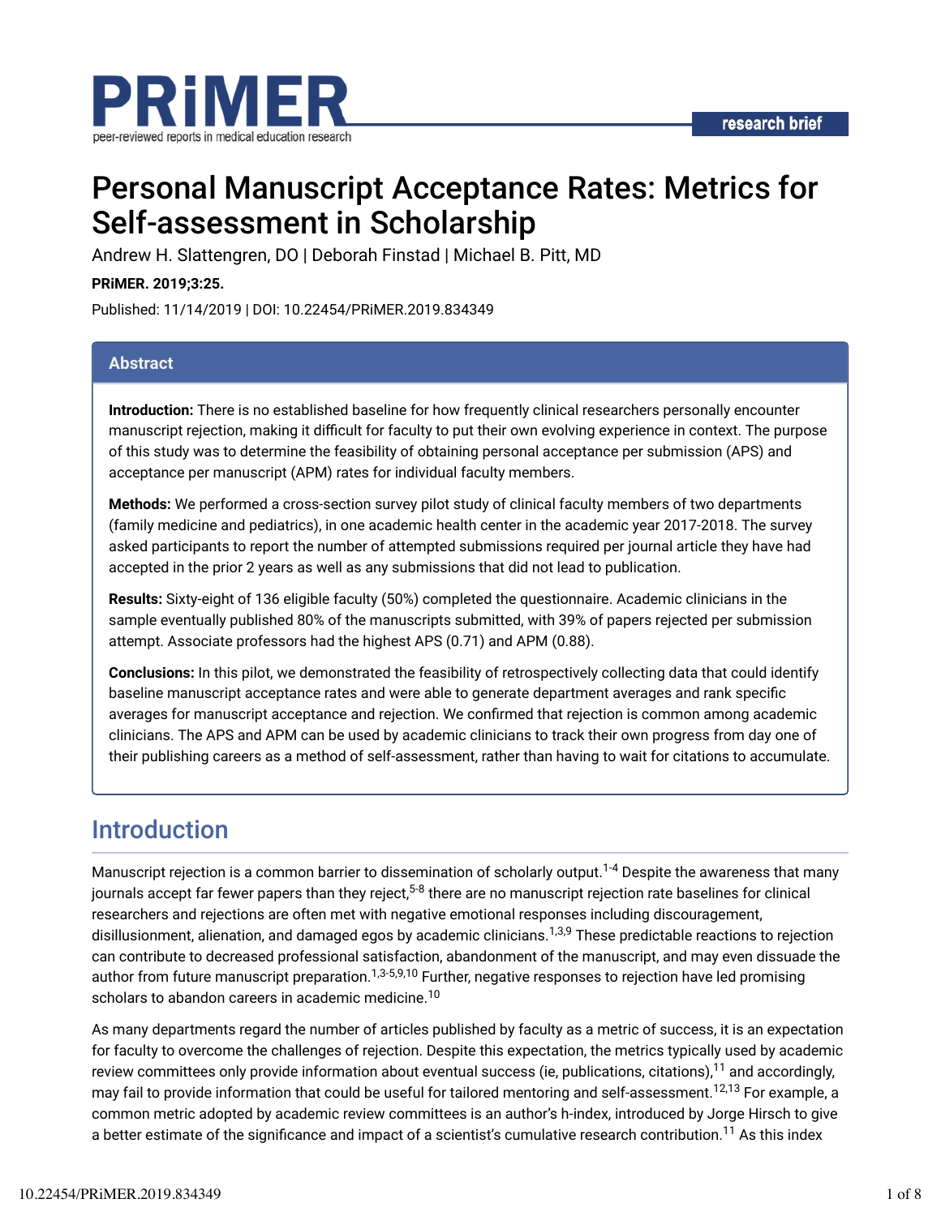# Personal Manuscript Acceptance Rates: Metrics for Self-assessment in Scholarship

Andrew H. Slattengren, DO | Deborah Finstad | Michael B. Pitt, MD

**PRiMER. 2019;3:25.**

Published: 11/14/2019 | DOI: 10.22454/PRiMER.2019.834349

## Abstract

**Introduction:** There is no established baseline for how frequently clinical researchers personally encounter manuscript rejection, making it difficult for faculty to put their own evolving experience in context. The purpose of this study was to determine the feasibility of obtaining personal acceptance per submission (APS) and acceptance per manuscript (APM) rates for individual faculty members.

**Methods:** We performed a cross-section survey pilot study of clinical faculty members of two departments (family medicine and pediatrics), in one academic health center in the academic year 2017-2018. The survey asked participants to report the number of attempted submissions required per journal article they have had accepted in the prior 2 years as well as any submissions that did not lead to publication.

**Results:** Sixty-eight of 136 eligible faculty (50%) completed the questionnaire. Academic clinicians in the sample eventually published 80% of the manuscripts submitted, with 39% of papers rejected per submission attempt. Associate professors had the highest APS (0.71) and APM (0.88).

**Conclusions:** In this pilot, we demonstrated the feasibility of retrospectively collecting data that could identify baseline manuscript acceptance rates and were able to generate department averages and rank specific averages for manuscript acceptance and rejection. We confirmed that rejection is common among academic clinicians. The APS and APM can be used by academic clinicians to track their own progress from day one of their publishing careers as a method of self-assessment, rather than having to wait for citations to accumulate.

## Introduction

Manuscript rejection is a common barrier to dissemination of scholarly output.[1-4] Despite the awareness that many journals accept far fewer papers than they reject,[5-8] there are no manuscript rejection rate baselines for clinical researchers and rejections are often met with negative emotional responses including discouragement, disillusionment, alienation, and damaged egos by academic clinicians.[1,3,9] These predictable reactions to rejection can contribute to decreased professional satisfaction, abandonment of the manuscript, and may even dissuade the author from future manuscript preparation.[1,3-5,9,10] Further, negative responses to rejection have led promising scholars to abandon careers in academic medicine.[10]

As many departments regard the number of articles published by faculty as a metric of success, it is an expectation for faculty to overcome the challenges of rejection. Despite this expectation, the metrics typically used by academic review committees only provide information about eventual success (ie, publications, citations),[11] and accordingly, may fail to provide information that could be useful for tailored mentoring and self-assessment.[12,13] For example, a common metric adopted by academic review committees is an author's h-index, introduced by Jorge Hirsch to give a better estimate of the significance and impact of a scientist's cumulative research contribution.[11] As this index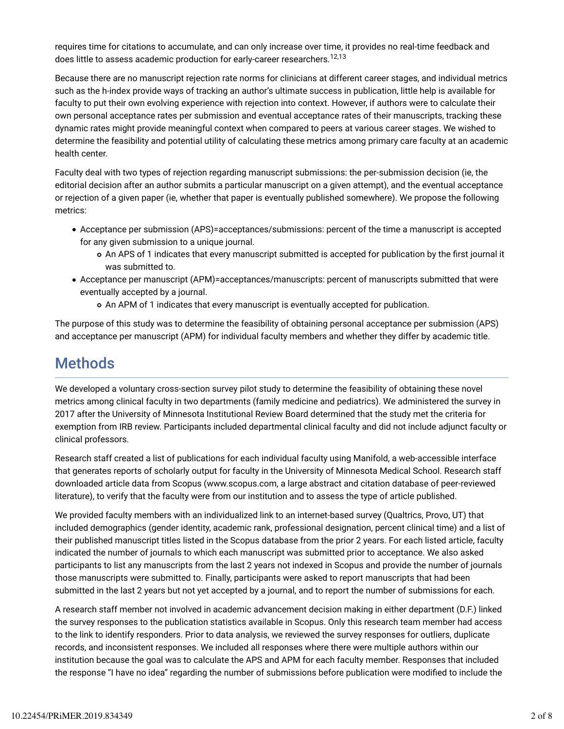requires time for citations to accumulate, and can only increase over time, it provides no real-time feedback and does little to assess academic production for early-career researchers.[12,13]

Because there are no manuscript rejection rate norms for clinicians at different career stages, and individual metrics such as the h-index provide ways of tracking an author's ultimate success in publication, little help is available for faculty to put their own evolving experience with rejection into context. However, if authors were to calculate their own personal acceptance rates per submission and eventual acceptance rates of their manuscripts, tracking these dynamic rates might provide meaningful context when compared to peers at various career stages. We wished to determine the feasibility and potential utility of calculating these metrics among primary care faculty at an academic health center.

Faculty deal with two types of rejection regarding manuscript submissions: the per-submission decision (ie, the editorial decision after an author submits a particular manuscript on a given attempt), and the eventual acceptance or rejection of a given paper (ie, whether that paper is eventually published somewhere). We propose the following metrics:

- Acceptance per submission (APS)=acceptances/submissions: percent of the time a manuscript is accepted for any given submission to a unique journal.
  - An APS of 1 indicates that every manuscript submitted is accepted for publication by the first journal it was submitted to.
- Acceptance per manuscript (APM)=acceptances/manuscripts: percent of manuscripts submitted that were eventually accepted by a journal.
  - An APM of 1 indicates that every manuscript is eventually accepted for publication.

The purpose of this study was to determine the feasibility of obtaining personal acceptance per submission (APS) and acceptance per manuscript (APM) for individual faculty members and whether they differ by academic title.

## Methods

We developed a voluntary cross-section survey pilot study to determine the feasibility of obtaining these novel metrics among clinical faculty in two departments (family medicine and pediatrics). We administered the survey in 2017 after the University of Minnesota Institutional Review Board determined that the study met the criteria for exemption from IRB review. Participants included departmental clinical faculty and did not include adjunct faculty or clinical professors.

Research staff created a list of publications for each individual faculty using Manifold, a web-accessible interface that generates reports of scholarly output for faculty in the University of Minnesota Medical School. Research staff downloaded article data from Scopus (www.scopus.com, a large abstract and citation database of peer-reviewed literature), to verify that the faculty were from our institution and to assess the type of article published.

We provided faculty members with an individualized link to an internet-based survey (Qualtrics, Provo, UT) that included demographics (gender identity, academic rank, professional designation, percent clinical time) and a list of their published manuscript titles listed in the Scopus database from the prior 2 years. For each listed article, faculty indicated the number of journals to which each manuscript was submitted prior to acceptance. We also asked participants to list any manuscripts from the last 2 years not indexed in Scopus and provide the number of journals those manuscripts were submitted to. Finally, participants were asked to report manuscripts that had been submitted in the last 2 years but not yet accepted by a journal, and to report the number of submissions for each.

A research staff member not involved in academic advancement decision making in either department (D.F.) linked the survey responses to the publication statistics available in Scopus. Only this research team member had access to the link to identify responders. Prior to data analysis, we reviewed the survey responses for outliers, duplicate records, and inconsistent responses. We included all responses where there were multiple authors within our institution because the goal was to calculate the APS and APM for each faculty member. Responses that included the response "I have no idea" regarding the number of submissions before publication were modified to include the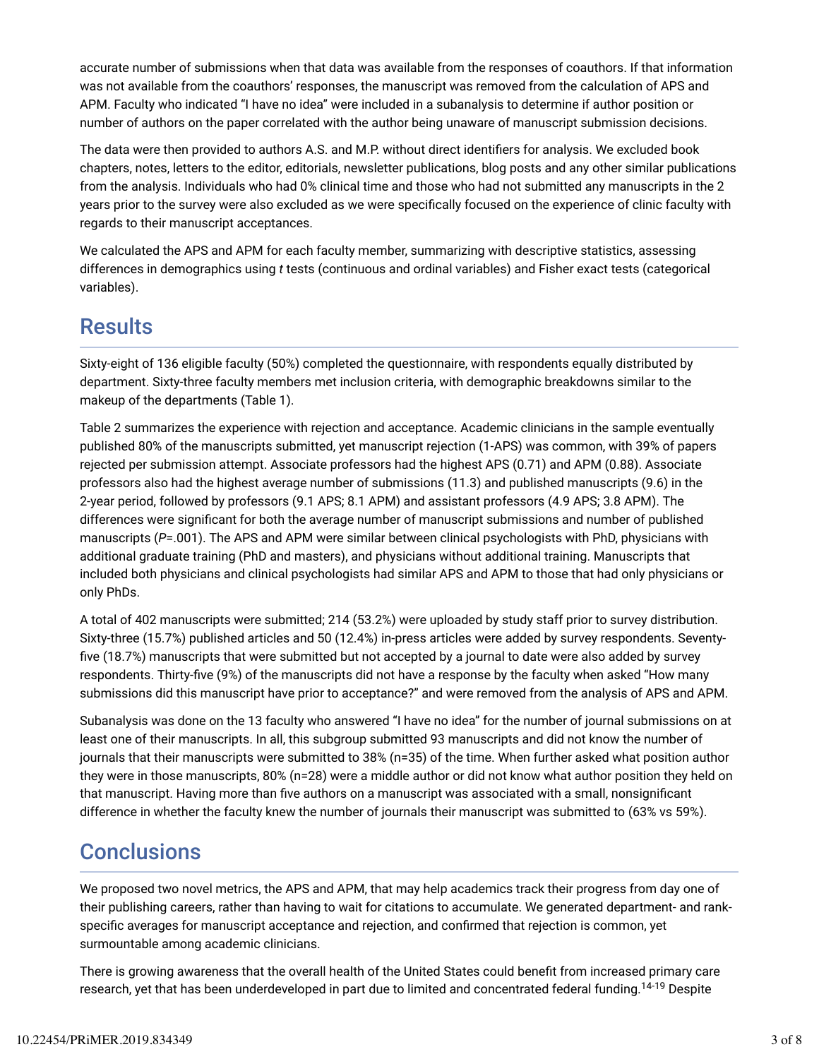accurate number of submissions when that data was available from the responses of coauthors. If that information was not available from the coauthors' responses, the manuscript was removed from the calculation of APS and APM. Faculty who indicated "I have no idea" were included in a subanalysis to determine if author position or number of authors on the paper correlated with the author being unaware of manuscript submission decisions.

The data were then provided to authors A.S. and M.P. without direct identifiers for analysis. We excluded book chapters, notes, letters to the editor, editorials, newsletter publications, blog posts and any other similar publications from the analysis. Individuals who had 0% clinical time and those who had not submitted any manuscripts in the 2 years prior to the survey were also excluded as we were specifically focused on the experience of clinic faculty with regards to their manuscript acceptances.

We calculated the APS and APM for each faculty member, summarizing with descriptive statistics, assessing differences in demographics using *t* tests (continuous and ordinal variables) and Fisher exact tests (categorical variables).

## Results

Sixty-eight of 136 eligible faculty (50%) completed the questionnaire, with respondents equally distributed by department. Sixty-three faculty members met inclusion criteria, with demographic breakdowns similar to the makeup of the departments (Table 1).

Table 2 summarizes the experience with rejection and acceptance. Academic clinicians in the sample eventually published 80% of the manuscripts submitted, yet manuscript rejection (1-APS) was common, with 39% of papers rejected per submission attempt. Associate professors had the highest APS (0.71) and APM (0.88). Associate professors also had the highest average number of submissions (11.3) and published manuscripts (9.6) in the 2-year period, followed by professors (9.1 APS; 8.1 APM) and assistant professors (4.9 APS; 3.8 APM). The differences were significant for both the average number of manuscript submissions and number of published manuscripts (*P*=.001). The APS and APM were similar between clinical psychologists with PhD, physicians with additional graduate training (PhD and masters), and physicians without additional training. Manuscripts that included both physicians and clinical psychologists had similar APS and APM to those that had only physicians or only PhDs.

A total of 402 manuscripts were submitted; 214 (53.2%) were uploaded by study staff prior to survey distribution. Sixty-three (15.7%) published articles and 50 (12.4%) in-press articles were added by survey respondents. Seventy-five (18.7%) manuscripts that were submitted but not accepted by a journal to date were also added by survey respondents. Thirty-five (9%) of the manuscripts did not have a response by the faculty when asked "How many submissions did this manuscript have prior to acceptance?" and were removed from the analysis of APS and APM.

Subanalysis was done on the 13 faculty who answered "I have no idea" for the number of journal submissions on at least one of their manuscripts. In all, this subgroup submitted 93 manuscripts and did not know the number of journals that their manuscripts were submitted to 38% (n=35) of the time. When further asked what position author they were in those manuscripts, 80% (n=28) were a middle author or did not know what author position they held on that manuscript. Having more than five authors on a manuscript was associated with a small, nonsignificant difference in whether the faculty knew the number of journals their manuscript was submitted to (63% vs 59%).

## Conclusions

We proposed two novel metrics, the APS and APM, that may help academics track their progress from day one of their publishing careers, rather than having to wait for citations to accumulate. We generated department- and rank-specific averages for manuscript acceptance and rejection, and confirmed that rejection is common, yet surmountable among academic clinicians.

There is growing awareness that the overall health of the United States could benefit from increased primary care research, yet that has been underdeveloped in part due to limited and concentrated federal funding.[14-19] Despite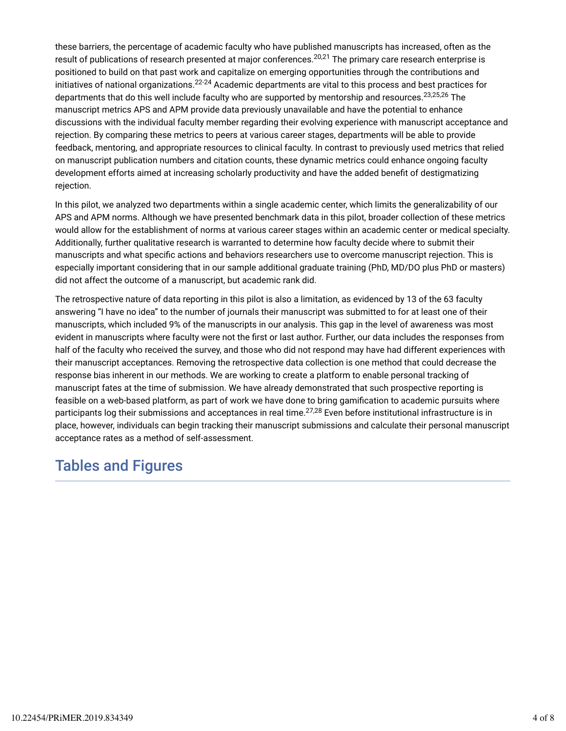these barriers, the percentage of academic faculty who have published manuscripts has increased, often as the result of publications of research presented at major conferences.[20,21] The primary care research enterprise is positioned to build on that past work and capitalize on emerging opportunities through the contributions and initiatives of national organizations.[22-24] Academic departments are vital to this process and best practices for departments that do this well include faculty who are supported by mentorship and resources.[23,25,26] The manuscript metrics APS and APM provide data previously unavailable and have the potential to enhance discussions with the individual faculty member regarding their evolving experience with manuscript acceptance and rejection. By comparing these metrics to peers at various career stages, departments will be able to provide feedback, mentoring, and appropriate resources to clinical faculty. In contrast to previously used metrics that relied on manuscript publication numbers and citation counts, these dynamic metrics could enhance ongoing faculty development efforts aimed at increasing scholarly productivity and have the added benefit of destigmatizing rejection.

In this pilot, we analyzed two departments within a single academic center, which limits the generalizability of our APS and APM norms. Although we have presented benchmark data in this pilot, broader collection of these metrics would allow for the establishment of norms at various career stages within an academic center or medical specialty. Additionally, further qualitative research is warranted to determine how faculty decide where to submit their manuscripts and what specific actions and behaviors researchers use to overcome manuscript rejection. This is especially important considering that in our sample additional graduate training (PhD, MD/DO plus PhD or masters) did not affect the outcome of a manuscript, but academic rank did.

The retrospective nature of data reporting in this pilot is also a limitation, as evidenced by 13 of the 63 faculty answering "I have no idea" to the number of journals their manuscript was submitted to for at least one of their manuscripts, which included 9% of the manuscripts in our analysis. This gap in the level of awareness was most evident in manuscripts where faculty were not the first or last author. Further, our data includes the responses from half of the faculty who received the survey, and those who did not respond may have had different experiences with their manuscript acceptances. Removing the retrospective data collection is one method that could decrease the response bias inherent in our methods. We are working to create a platform to enable personal tracking of manuscript fates at the time of submission. We have already demonstrated that such prospective reporting is feasible on a web-based platform, as part of work we have done to bring gamification to academic pursuits where participants log their submissions and acceptances in real time.[27,28] Even before institutional infrastructure is in place, however, individuals can begin tracking their manuscript submissions and calculate their personal manuscript acceptance rates as a method of self-assessment.

## Tables and Figures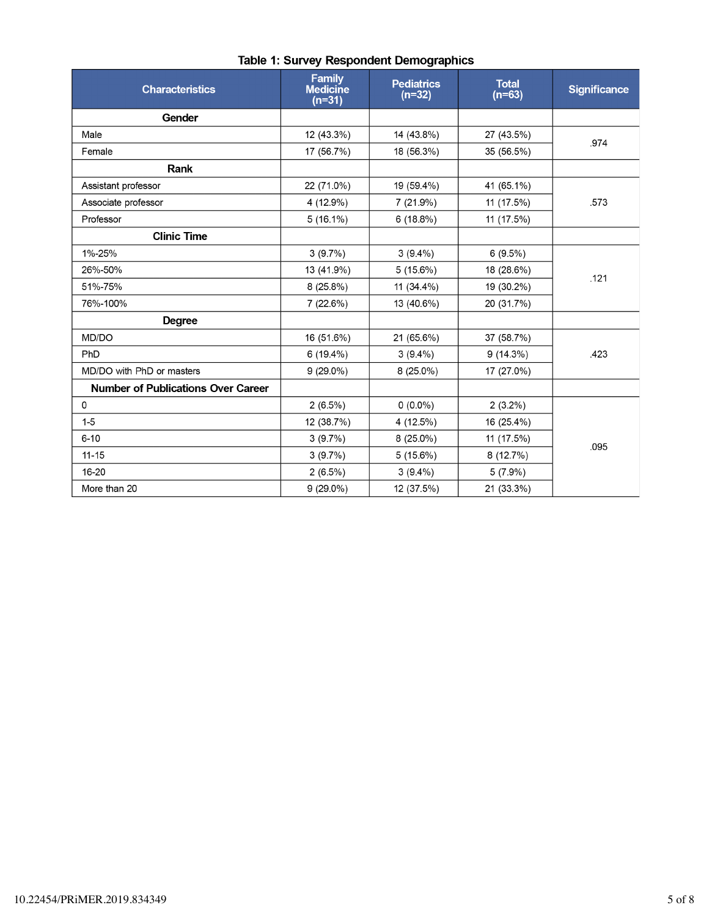Table 1: Survey Respondent Demographics

| Characteristics | Family Medicine (n=31) | Pediatrics (n=32) | Total (n=63) | Significance |
|---|---|---|---|---|
| **Gender** | | | | |
| Male | 12 (43.3%) | 14 (43.8%) | 27 (43.5%) | .974 |
| Female | 17 (56.7%) | 18 (56.3%) | 35 (56.5%) | |
| **Rank** | | | | |
| Assistant professor | 22 (71.0%) | 19 (59.4%) | 41 (65.1%) | .573 |
| Associate professor | 4 (12.9%) | 7 (21.9%) | 11 (17.5%) | |
| Professor | 5 (16.1%) | 6 (18.8%) | 11 (17.5%) | |
| **Clinic Time** | | | | |
| 1%-25% | 3 (9.7%) | 3 (9.4%) | 6 (9.5%) | .121 |
| 26%-50% | 13 (41.9%) | 5 (15.6%) | 18 (28.6%) | |
| 51%-75% | 8 (25.8%) | 11 (34.4%) | 19 (30.2%) | |
| 76%-100% | 7 (22.6%) | 13 (40.6%) | 20 (31.7%) | |
| **Degree** | | | | |
| MD/DO | 16 (51.6%) | 21 (65.6%) | 37 (58.7%) | .423 |
| PhD | 6 (19.4%) | 3 (9.4%) | 9 (14.3%) | |
| MD/DO with PhD or masters | 9 (29.0%) | 8 (25.0%) | 17 (27.0%) | |
| **Number of Publications Over Career** | | | | |
| 0 | 2 (6.5%) | 0 (0.0%) | 2 (3.2%) | .095 |
| 1-5 | 12 (38.7%) | 4 (12.5%) | 16 (25.4%) | |
| 6-10 | 3 (9.7%) | 8 (25.0%) | 11 (17.5%) | |
| 11-15 | 3 (9.7%) | 5 (15.6%) | 8 (12.7%) | |
| 16-20 | 2 (6.5%) | 3 (9.4%) | 5 (7.9%) | |
| More than 20 | 9 (29.0%) | 12 (37.5%) | 21 (33.3%) | |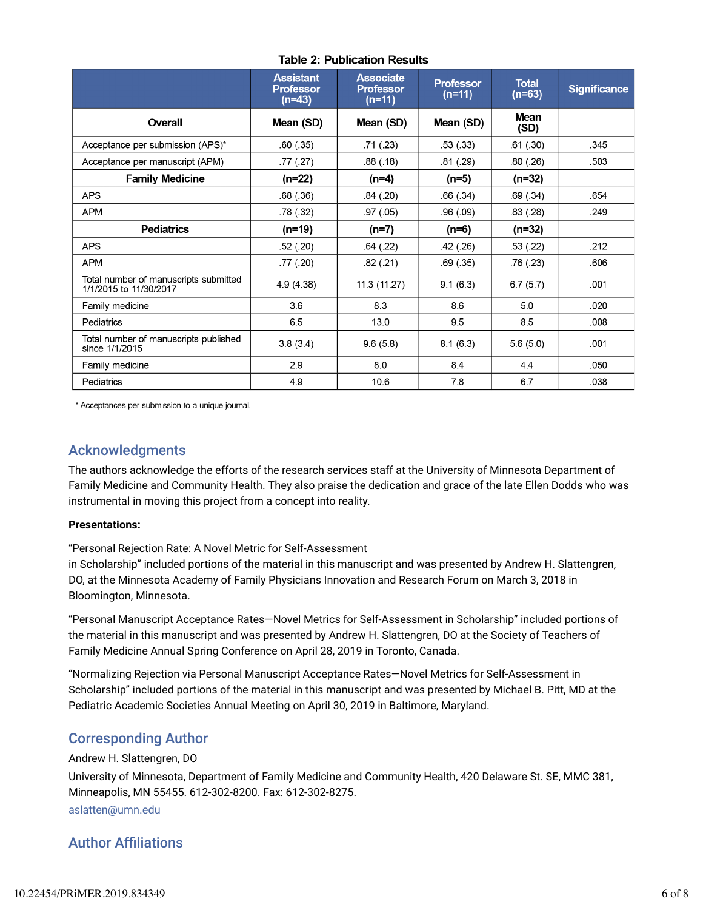**Table 2: Publication Results**

| | Assistant Professor (n=43) | Associate Professor (n=11) | Professor (n=11) | Total (n=63) | Significance |
|---|---|---|---|---|---|
| **Overall** | **Mean (SD)** | **Mean (SD)** | **Mean (SD)** | **Mean (SD)** | |
| Acceptance per submission (APS)* | .60 (.35) | .71 (.23) | .53 (.33) | .61 (.30) | .345 |
| Acceptance per manuscript (APM) | .77 (.27) | .88 (.18) | .81 (.29) | .80 (.26) | .503 |
| **Family Medicine** | **(n=22)** | **(n=4)** | **(n=5)** | **(n=32)** | |
| APS | .68 (.36) | .84 (.20) | .66 (.34) | .69 (.34) | .654 |
| APM | .78 (.32) | .97 (.05) | .96 (.09) | .83 (.28) | .249 |
| **Pediatrics** | **(n=19)** | **(n=7)** | **(n=6)** | **(n=32)** | |
| APS | .52 (.20) | .64 (.22) | .42 (.26) | .53 (.22) | .212 |
| APM | .77 (.20) | .82 (.21) | .69 (.35) | .76 (.23) | .606 |
| Total number of manuscripts submitted 1/1/2015 to 11/30/2017 | 4.9 (4.38) | 11.3 (11.27) | 9.1 (6.3) | 6.7 (5.7) | .001 |
| Family medicine | 3.6 | 8.3 | 8.6 | 5.0 | .020 |
| Pediatrics | 6.5 | 13.0 | 9.5 | 8.5 | .008 |
| Total number of manuscripts published since 1/1/2015 | 3.8 (3.4) | 9.6 (5.8) | 8.1 (6.3) | 5.6 (5.0) | .001 |
| Family medicine | 2.9 | 8.0 | 8.4 | 4.4 | .050 |
| Pediatrics | 4.9 | 10.6 | 7.8 | 6.7 | .038 |

* Acceptances per submission to a unique journal.

## Acknowledgments

The authors acknowledge the efforts of the research services staff at the University of Minnesota Department of Family Medicine and Community Health. They also praise the dedication and grace of the late Ellen Dodds who was instrumental in moving this project from a concept into reality.

**Presentations:**

"Personal Rejection Rate: A Novel Metric for Self-Assessment in Scholarship" included portions of the material in this manuscript and was presented by Andrew H. Slattengren, DO, at the Minnesota Academy of Family Physicians Innovation and Research Forum on March 3, 2018 in Bloomington, Minnesota.

"Personal Manuscript Acceptance Rates—Novel Metrics for Self-Assessment in Scholarship" included portions of the material in this manuscript and was presented by Andrew H. Slattengren, DO at the Society of Teachers of Family Medicine Annual Spring Conference on April 28, 2019 in Toronto, Canada.

"Normalizing Rejection via Personal Manuscript Acceptance Rates—Novel Metrics for Self-Assessment in Scholarship" included portions of the material in this manuscript and was presented by Michael B. Pitt, MD at the Pediatric Academic Societies Annual Meeting on April 30, 2019 in Baltimore, Maryland.

## Corresponding Author

Andrew H. Slattengren, DO

University of Minnesota, Department of Family Medicine and Community Health, 420 Delaware St. SE, MMC 381, Minneapolis, MN 55455. 612-302-8200. Fax: 612-302-8275.

aslatten@umn.edu

## Author Affiliations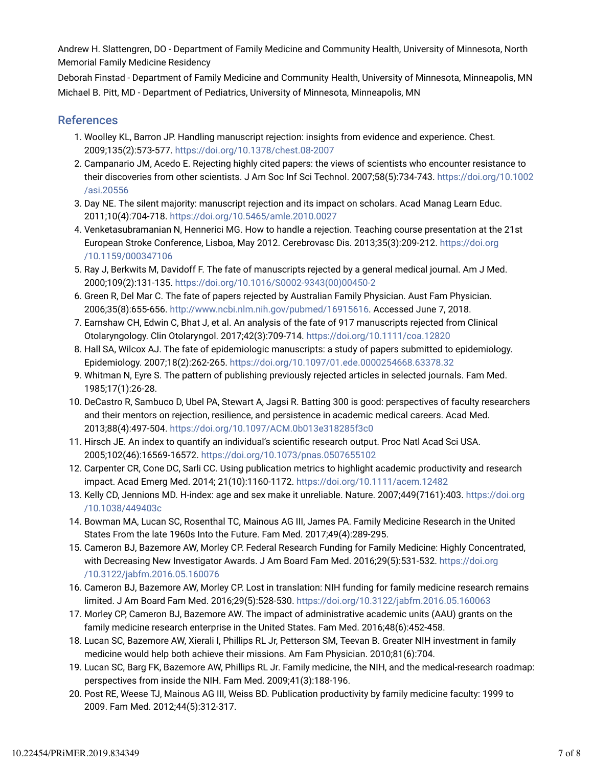Andrew H. Slattengren, DO - Department of Family Medicine and Community Health, University of Minnesota, North Memorial Family Medicine Residency

Deborah Finstad - Department of Family Medicine and Community Health, University of Minnesota, Minneapolis, MN

Michael B. Pitt, MD - Department of Pediatrics, University of Minnesota, Minneapolis, MN

## References

1. Woolley KL, Barron JP. Handling manuscript rejection: insights from evidence and experience. Chest. 2009;135(2):573-577. https://doi.org/10.1378/chest.08-2007
2. Campanario JM, Acedo E. Rejecting highly cited papers: the views of scientists who encounter resistance to their discoveries from other scientists. J Am Soc Inf Sci Technol. 2007;58(5):734-743. https://doi.org/10.1002/asi.20556
3. Day NE. The silent majority: manuscript rejection and its impact on scholars. Acad Manag Learn Educ. 2011;10(4):704-718. https://doi.org/10.5465/amle.2010.0027
4. Venketasubramanian N, Hennerici MG. How to handle a rejection. Teaching course presentation at the 21st European Stroke Conference, Lisboa, May 2012. Cerebrovasc Dis. 2013;35(3):209-212. https://doi.org/10.1159/000347106
5. Ray J, Berkwits M, Davidoff F. The fate of manuscripts rejected by a general medical journal. Am J Med. 2000;109(2):131-135. https://doi.org/10.1016/S0002-9343(00)00450-2
6. Green R, Del Mar C. The fate of papers rejected by Australian Family Physician. Aust Fam Physician. 2006;35(8):655-656. http://www.ncbi.nlm.nih.gov/pubmed/16915616. Accessed June 7, 2018.
7. Earnshaw CH, Edwin C, Bhat J, et al. An analysis of the fate of 917 manuscripts rejected from Clinical Otolaryngology. Clin Otolaryngol. 2017;42(3):709-714. https://doi.org/10.1111/coa.12820
8. Hall SA, Wilcox AJ. The fate of epidemiologic manuscripts: a study of papers submitted to epidemiology. Epidemiology. 2007;18(2):262-265. https://doi.org/10.1097/01.ede.0000254668.63378.32
9. Whitman N, Eyre S. The pattern of publishing previously rejected articles in selected journals. Fam Med. 1985;17(1):26-28.
10. DeCastro R, Sambuco D, Ubel PA, Stewart A, Jagsi R. Batting 300 is good: perspectives of faculty researchers and their mentors on rejection, resilience, and persistence in academic medical careers. Acad Med. 2013;88(4):497-504. https://doi.org/10.1097/ACM.0b013e318285f3c0
11. Hirsch JE. An index to quantify an individual's scientific research output. Proc Natl Acad Sci USA. 2005;102(46):16569-16572. https://doi.org/10.1073/pnas.0507655102
12. Carpenter CR, Cone DC, Sarli CC. Using publication metrics to highlight academic productivity and research impact. Acad Emerg Med. 2014; 21(10):1160-1172. https://doi.org/10.1111/acem.12482
13. Kelly CD, Jennions MD. H-index: age and sex make it unreliable. Nature. 2007;449(7161):403. https://doi.org/10.1038/449403c
14. Bowman MA, Lucan SC, Rosenthal TC, Mainous AG III, James PA. Family Medicine Research in the United States From the late 1960s Into the Future. Fam Med. 2017;49(4):289-295.
15. Cameron BJ, Bazemore AW, Morley CP. Federal Research Funding for Family Medicine: Highly Concentrated, with Decreasing New Investigator Awards. J Am Board Fam Med. 2016;29(5):531-532. https://doi.org/10.3122/jabfm.2016.05.160076
16. Cameron BJ, Bazemore AW, Morley CP. Lost in translation: NIH funding for family medicine research remains limited. J Am Board Fam Med. 2016;29(5):528-530. https://doi.org/10.3122/jabfm.2016.05.160063
17. Morley CP, Cameron BJ, Bazemore AW. The impact of administrative academic units (AAU) grants on the family medicine research enterprise in the United States. Fam Med. 2016;48(6):452-458.
18. Lucan SC, Bazemore AW, Xierali I, Phillips RL Jr, Petterson SM, Teevan B. Greater NIH investment in family medicine would help both achieve their missions. Am Fam Physician. 2010;81(6):704.
19. Lucan SC, Barg FK, Bazemore AW, Phillips RL Jr. Family medicine, the NIH, and the medical-research roadmap: perspectives from inside the NIH. Fam Med. 2009;41(3):188-196.
20. Post RE, Weese TJ, Mainous AG III, Weiss BD. Publication productivity by family medicine faculty: 1999 to 2009. Fam Med. 2012;44(5):312-317.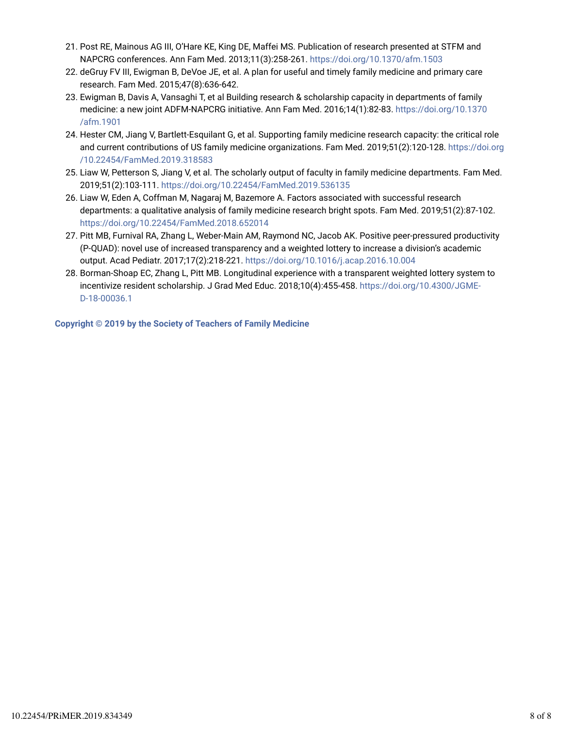21. Post RE, Mainous AG III, O'Hare KE, King DE, Maffei MS. Publication of research presented at STFM and NAPCRG conferences. Ann Fam Med. 2013;11(3):258-261. https://doi.org/10.1370/afm.1503
22. deGruy FV III, Ewigman B, DeVoe JE, et al. A plan for useful and timely family medicine and primary care research. Fam Med. 2015;47(8):636-642.
23. Ewigman B, Davis A, Vansaghi T, et al Building research & scholarship capacity in departments of family medicine: a new joint ADFM-NAPCRG initiative. Ann Fam Med. 2016;14(1):82-83. https://doi.org/10.1370/afm.1901
24. Hester CM, Jiang V, Bartlett-Esquilant G, et al. Supporting family medicine research capacity: the critical role and current contributions of US family medicine organizations. Fam Med. 2019;51(2):120-128. https://doi.org/10.22454/FamMed.2019.318583
25. Liaw W, Petterson S, Jiang V, et al. The scholarly output of faculty in family medicine departments. Fam Med. 2019;51(2):103-111. https://doi.org/10.22454/FamMed.2019.536135
26. Liaw W, Eden A, Coffman M, Nagaraj M, Bazemore A. Factors associated with successful research departments: a qualitative analysis of family medicine research bright spots. Fam Med. 2019;51(2):87-102. https://doi.org/10.22454/FamMed.2018.652014
27. Pitt MB, Furnival RA, Zhang L, Weber-Main AM, Raymond NC, Jacob AK. Positive peer-pressured productivity (P-QUAD): novel use of increased transparency and a weighted lottery to increase a division's academic output. Acad Pediatr. 2017;17(2):218-221. https://doi.org/10.1016/j.acap.2016.10.004
28. Borman-Shoap EC, Zhang L, Pitt MB. Longitudinal experience with a transparent weighted lottery system to incentivize resident scholarship. J Grad Med Educ. 2018;10(4):455-458. https://doi.org/10.4300/JGME-D-18-00036.1

**Copyright © 2019 by the Society of Teachers of Family Medicine**